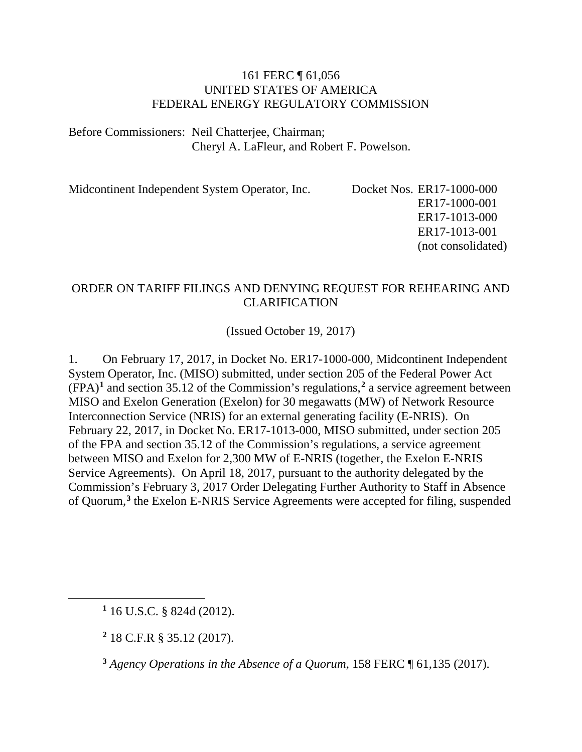161 FERC ¶ 61,056
UNITED STATES OF AMERICA
FEDERAL ENERGY REGULATORY COMMISSION

Before Commissioners: Neil Chatterjee, Chairman;
Cheryl A. LaFleur, and Robert F. Powelson.

Midcontinent Independent System Operator, Inc. Docket Nos. ER17-1000-000
ER17-1000-001
ER17-1013-000
ER17-1013-001
(not consolidated)

## ORDER ON TARIFF FILINGS AND DENYING REQUEST FOR REHEARING AND CLARIFICATION

(Issued October 19, 2017)

1. On February 17, 2017, in Docket No. ER17-1000-000, Midcontinent Independent System Operator, Inc. (MISO) submitted, under section 205 of the Federal Power Act (FPA)[1] and section 35.12 of the Commission's regulations,[2] a service agreement between MISO and Exelon Generation (Exelon) for 30 megawatts (MW) of Network Resource Interconnection Service (NRIS) for an external generating facility (E-NRIS). On February 22, 2017, in Docket No. ER17-1013-000, MISO submitted, under section 205 of the FPA and section 35.12 of the Commission's regulations, a service agreement between MISO and Exelon for 2,300 MW of E-NRIS (together, the Exelon E-NRIS Service Agreements). On April 18, 2017, pursuant to the authority delegated by the Commission's February 3, 2017 Order Delegating Further Authority to Staff in Absence of Quorum,[3] the Exelon E-NRIS Service Agreements were accepted for filing, suspended

---

[1] 16 U.S.C. § 824d (2012).

[2] 18 C.F.R § 35.12 (2017).

[3] *Agency Operations in the Absence of a Quorum*, 158 FERC ¶ 61,135 (2017).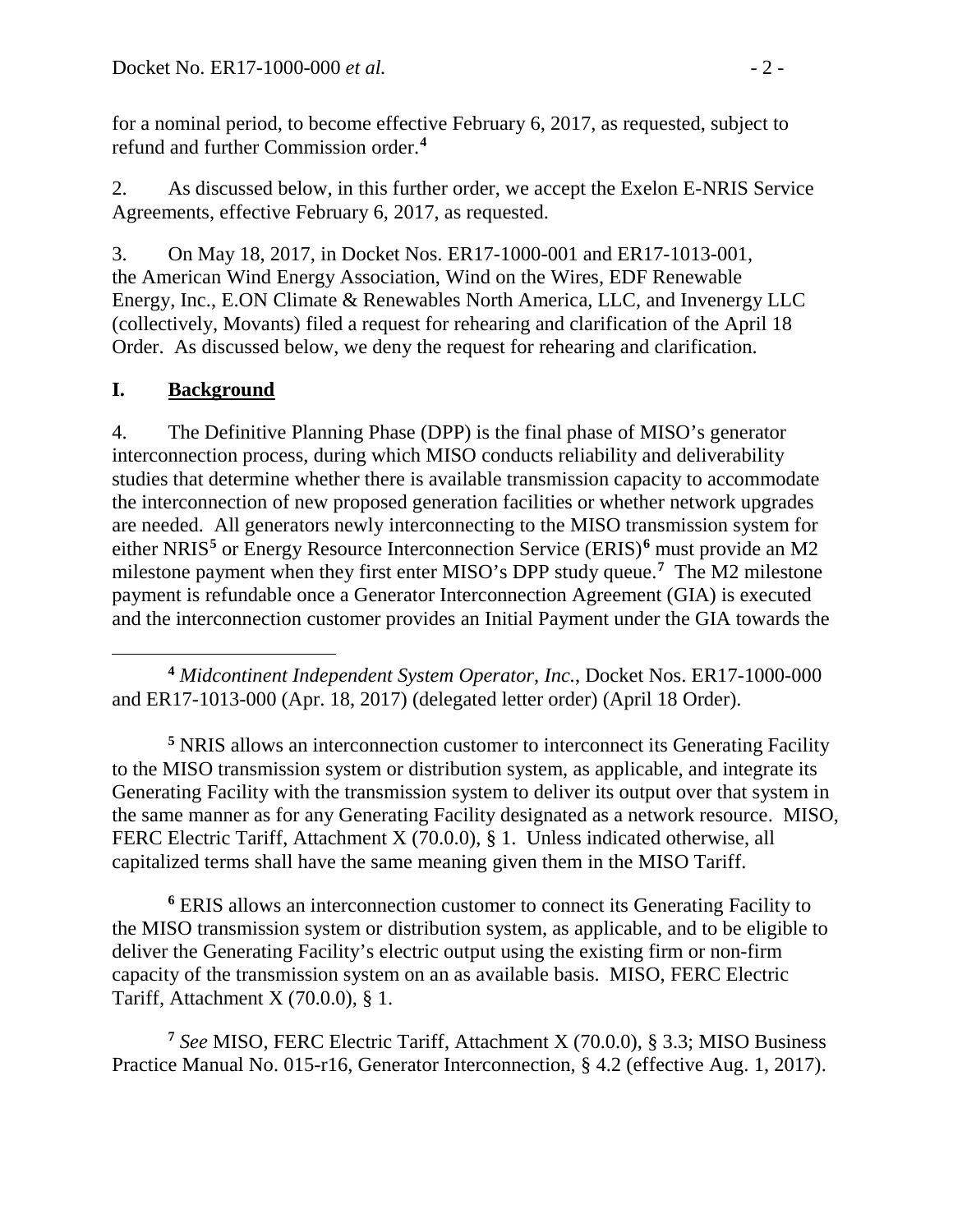for a nominal period, to become effective February 6, 2017, as requested, subject to refund and further Commission order.[4]

2. As discussed below, in this further order, we accept the Exelon E-NRIS Service Agreements, effective February 6, 2017, as requested.

3. On May 18, 2017, in Docket Nos. ER17-1000-001 and ER17-1013-001, the American Wind Energy Association, Wind on the Wires, EDF Renewable Energy, Inc., E.ON Climate & Renewables North America, LLC, and Invenergy LLC (collectively, Movants) filed a request for rehearing and clarification of the April 18 Order. As discussed below, we deny the request for rehearing and clarification.

## I. Background

4. The Definitive Planning Phase (DPP) is the final phase of MISO's generator interconnection process, during which MISO conducts reliability and deliverability studies that determine whether there is available transmission capacity to accommodate the interconnection of new proposed generation facilities or whether network upgrades are needed. All generators newly interconnecting to the MISO transmission system for either NRIS[5] or Energy Resource Interconnection Service (ERIS)[6] must provide an M2 milestone payment when they first enter MISO's DPP study queue.[7] The M2 milestone payment is refundable once a Generator Interconnection Agreement (GIA) is executed and the interconnection customer provides an Initial Payment under the GIA towards the

---

[4] *Midcontinent Independent System Operator, Inc.*, Docket Nos. ER17-1000-000 and ER17-1013-000 (Apr. 18, 2017) (delegated letter order) (April 18 Order).

[5] NRIS allows an interconnection customer to interconnect its Generating Facility to the MISO transmission system or distribution system, as applicable, and integrate its Generating Facility with the transmission system to deliver its output over that system in the same manner as for any Generating Facility designated as a network resource. MISO, FERC Electric Tariff, Attachment X (70.0.0), § 1. Unless indicated otherwise, all capitalized terms shall have the same meaning given them in the MISO Tariff.

[6] ERIS allows an interconnection customer to connect its Generating Facility to the MISO transmission system or distribution system, as applicable, and to be eligible to deliver the Generating Facility's electric output using the existing firm or non-firm capacity of the transmission system on an as available basis. MISO, FERC Electric Tariff, Attachment X (70.0.0), § 1.

[7] *See* MISO, FERC Electric Tariff, Attachment X (70.0.0), § 3.3; MISO Business Practice Manual No. 015-r16, Generator Interconnection, § 4.2 (effective Aug. 1, 2017).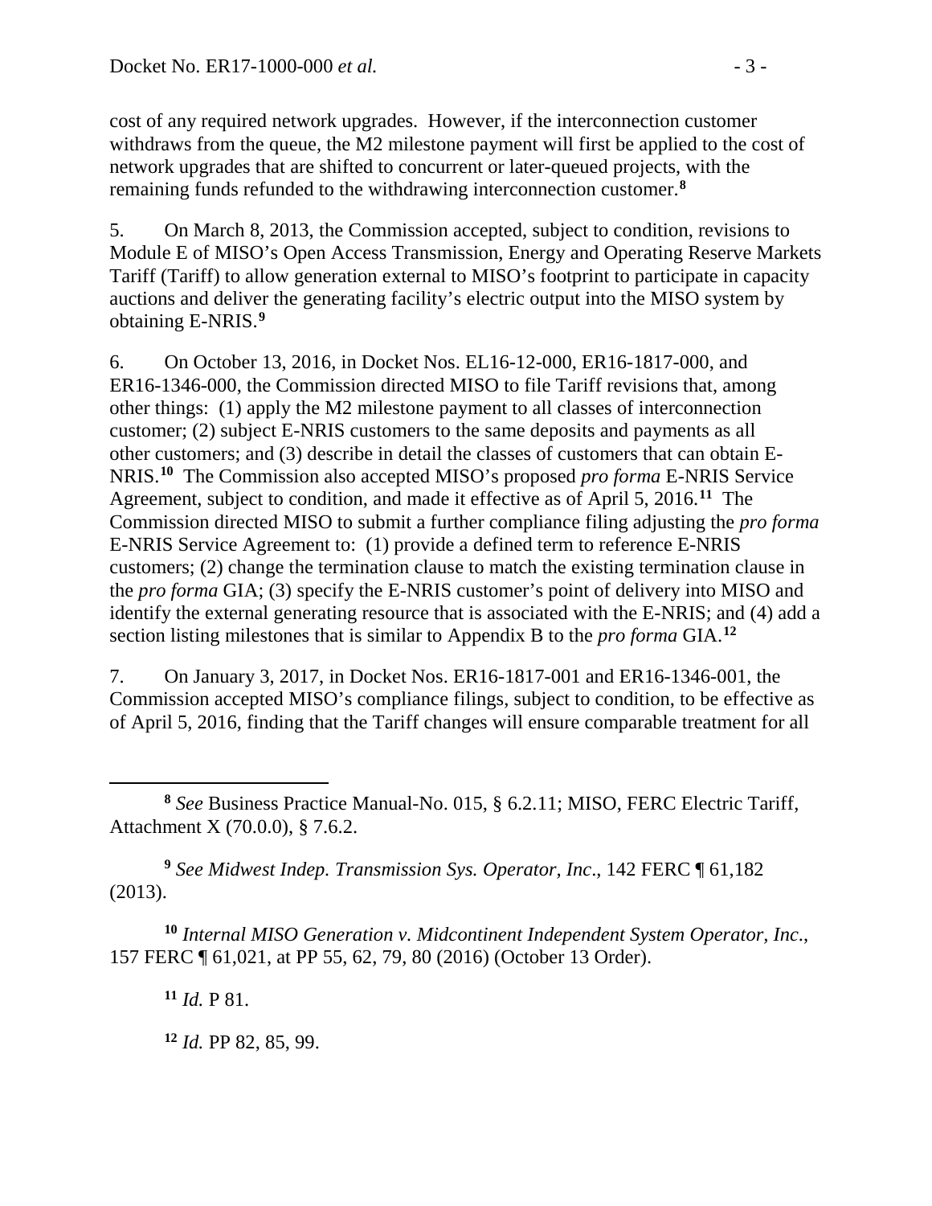cost of any required network upgrades. However, if the interconnection customer withdraws from the queue, the M2 milestone payment will first be applied to the cost of network upgrades that are shifted to concurrent or later-queued projects, with the remaining funds refunded to the withdrawing interconnection customer.[8]

5. On March 8, 2013, the Commission accepted, subject to condition, revisions to Module E of MISO's Open Access Transmission, Energy and Operating Reserve Markets Tariff (Tariff) to allow generation external to MISO's footprint to participate in capacity auctions and deliver the generating facility's electric output into the MISO system by obtaining E-NRIS.[9]

6. On October 13, 2016, in Docket Nos. EL16-12-000, ER16-1817-000, and ER16-1346-000, the Commission directed MISO to file Tariff revisions that, among other things: (1) apply the M2 milestone payment to all classes of interconnection customer; (2) subject E-NRIS customers to the same deposits and payments as all other customers; and (3) describe in detail the classes of customers that can obtain E-NRIS.[10] The Commission also accepted MISO's proposed *pro forma* E-NRIS Service Agreement, subject to condition, and made it effective as of April 5, 2016.[11] The Commission directed MISO to submit a further compliance filing adjusting the *pro forma* E-NRIS Service Agreement to: (1) provide a defined term to reference E-NRIS customers; (2) change the termination clause to match the existing termination clause in the *pro forma* GIA; (3) specify the E-NRIS customer's point of delivery into MISO and identify the external generating resource that is associated with the E-NRIS; and (4) add a section listing milestones that is similar to Appendix B to the *pro forma* GIA.[12]

7. On January 3, 2017, in Docket Nos. ER16-1817-001 and ER16-1346-001, the Commission accepted MISO's compliance filings, subject to condition, to be effective as of April 5, 2016, finding that the Tariff changes will ensure comparable treatment for all

---

[8] *See* Business Practice Manual-No. 015, § 6.2.11; MISO, FERC Electric Tariff, Attachment X (70.0.0), § 7.6.2.

[9] *See Midwest Indep. Transmission Sys. Operator, Inc*., 142 FERC ¶ 61,182 (2013).

[10] *Internal MISO Generation v. Midcontinent Independent System Operator, Inc*., 157 FERC ¶ 61,021, at PP 55, 62, 79, 80 (2016) (October 13 Order).

[11] *Id.* P 81.

[12] *Id.* PP 82, 85, 99.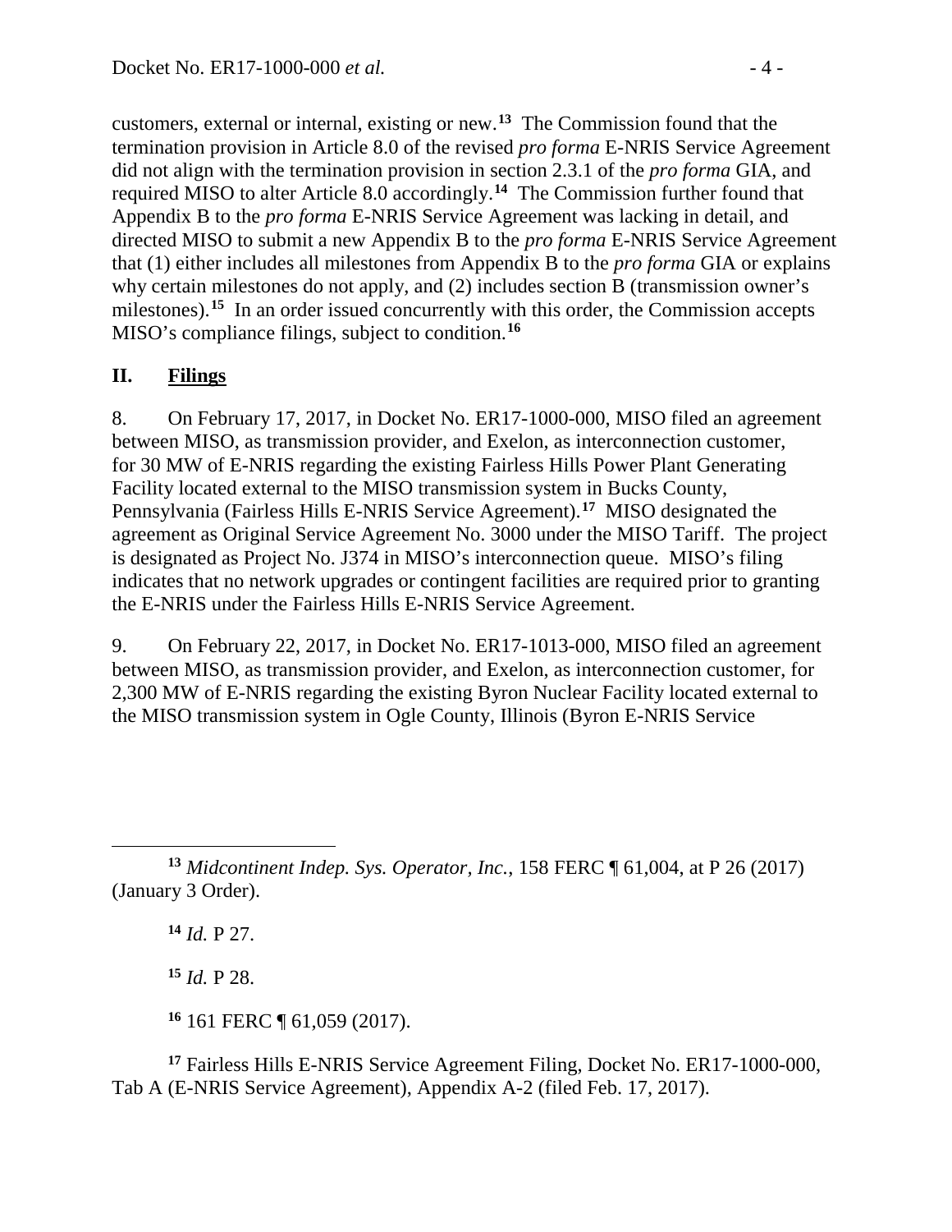customers, external or internal, existing or new.[13] The Commission found that the termination provision in Article 8.0 of the revised *pro forma* E-NRIS Service Agreement did not align with the termination provision in section 2.3.1 of the *pro forma* GIA, and required MISO to alter Article 8.0 accordingly.[14] The Commission further found that Appendix B to the *pro forma* E-NRIS Service Agreement was lacking in detail, and directed MISO to submit a new Appendix B to the *pro forma* E-NRIS Service Agreement that (1) either includes all milestones from Appendix B to the *pro forma* GIA or explains why certain milestones do not apply, and (2) includes section B (transmission owner's milestones).[15] In an order issued concurrently with this order, the Commission accepts MISO's compliance filings, subject to condition.[16]

## II. **Filings**

8. On February 17, 2017, in Docket No. ER17-1000-000, MISO filed an agreement between MISO, as transmission provider, and Exelon, as interconnection customer, for 30 MW of E-NRIS regarding the existing Fairless Hills Power Plant Generating Facility located external to the MISO transmission system in Bucks County, Pennsylvania (Fairless Hills E-NRIS Service Agreement).[17] MISO designated the agreement as Original Service Agreement No. 3000 under the MISO Tariff. The project is designated as Project No. J374 in MISO's interconnection queue. MISO's filing indicates that no network upgrades or contingent facilities are required prior to granting the E-NRIS under the Fairless Hills E-NRIS Service Agreement.

9. On February 22, 2017, in Docket No. ER17-1013-000, MISO filed an agreement between MISO, as transmission provider, and Exelon, as interconnection customer, for 2,300 MW of E-NRIS regarding the existing Byron Nuclear Facility located external to the MISO transmission system in Ogle County, Illinois (Byron E-NRIS Service

---

[13] *Midcontinent Indep. Sys. Operator, Inc.*, 158 FERC ¶ 61,004, at P 26 (2017) (January 3 Order).

[14] *Id.* P 27.

[15] *Id.* P 28.

[16] 161 FERC ¶ 61,059 (2017).

[17] Fairless Hills E-NRIS Service Agreement Filing, Docket No. ER17-1000-000, Tab A (E-NRIS Service Agreement), Appendix A-2 (filed Feb. 17, 2017).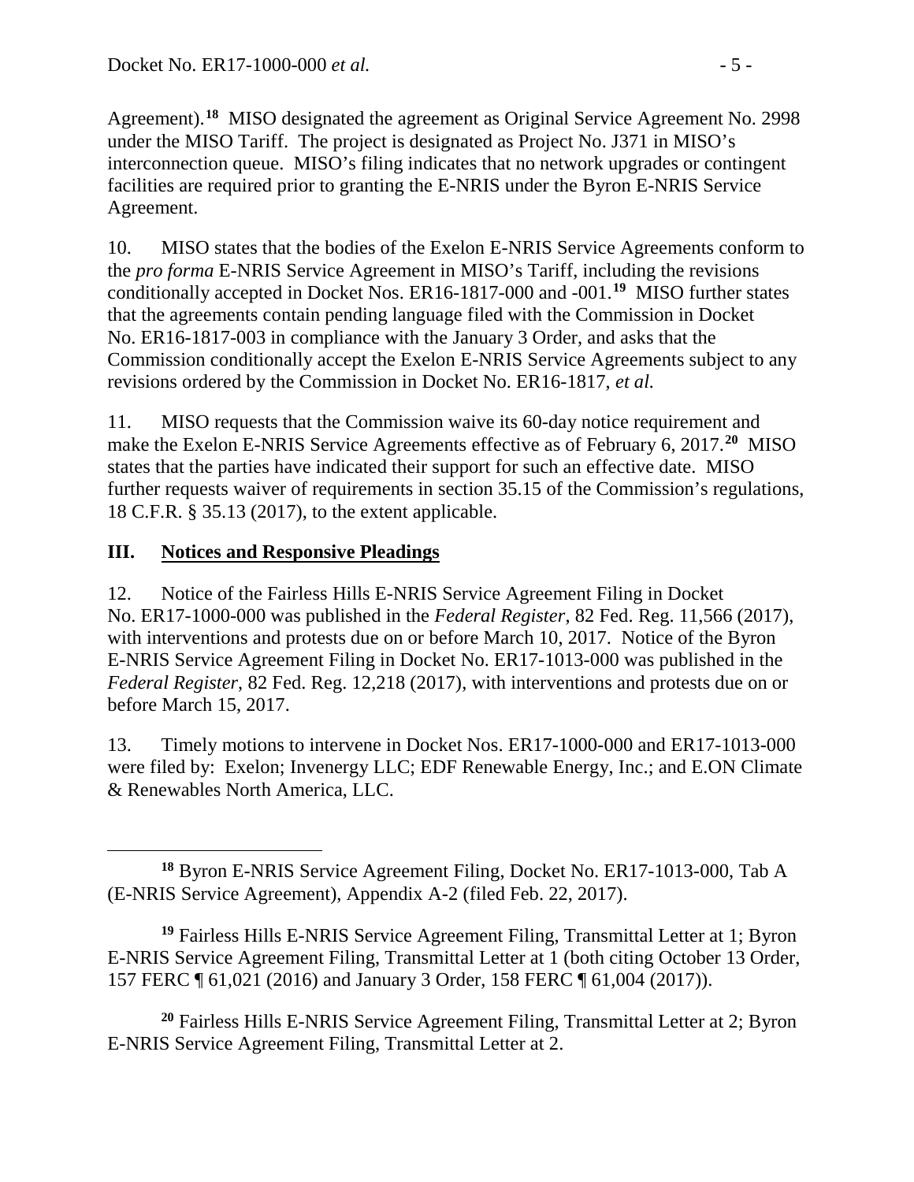Agreement).[18] MISO designated the agreement as Original Service Agreement No. 2998 under the MISO Tariff. The project is designated as Project No. J371 in MISO's interconnection queue. MISO's filing indicates that no network upgrades or contingent facilities are required prior to granting the E-NRIS under the Byron E-NRIS Service Agreement.

10. MISO states that the bodies of the Exelon E-NRIS Service Agreements conform to the *pro forma* E-NRIS Service Agreement in MISO's Tariff, including the revisions conditionally accepted in Docket Nos. ER16-1817-000 and -001.[19] MISO further states that the agreements contain pending language filed with the Commission in Docket No. ER16-1817-003 in compliance with the January 3 Order, and asks that the Commission conditionally accept the Exelon E-NRIS Service Agreements subject to any revisions ordered by the Commission in Docket No. ER16-1817, *et al.*

11. MISO requests that the Commission waive its 60-day notice requirement and make the Exelon E-NRIS Service Agreements effective as of February 6, 2017.[20] MISO states that the parties have indicated their support for such an effective date. MISO further requests waiver of requirements in section 35.15 of the Commission's regulations, 18 C.F.R. § 35.13 (2017), to the extent applicable.

## III. Notices and Responsive Pleadings

12. Notice of the Fairless Hills E-NRIS Service Agreement Filing in Docket No. ER17-1000-000 was published in the *Federal Register*, 82 Fed. Reg. 11,566 (2017), with interventions and protests due on or before March 10, 2017. Notice of the Byron E-NRIS Service Agreement Filing in Docket No. ER17-1013-000 was published in the *Federal Register*, 82 Fed. Reg. 12,218 (2017), with interventions and protests due on or before March 15, 2017.

13. Timely motions to intervene in Docket Nos. ER17-1000-000 and ER17-1013-000 were filed by: Exelon; Invenergy LLC; EDF Renewable Energy, Inc.; and E.ON Climate & Renewables North America, LLC.

---

[18] Byron E-NRIS Service Agreement Filing, Docket No. ER17-1013-000, Tab A (E-NRIS Service Agreement), Appendix A-2 (filed Feb. 22, 2017).

[19] Fairless Hills E-NRIS Service Agreement Filing, Transmittal Letter at 1; Byron E-NRIS Service Agreement Filing, Transmittal Letter at 1 (both citing October 13 Order, 157 FERC ¶ 61,021 (2016) and January 3 Order, 158 FERC ¶ 61,004 (2017)).

[20] Fairless Hills E-NRIS Service Agreement Filing, Transmittal Letter at 2; Byron E-NRIS Service Agreement Filing, Transmittal Letter at 2.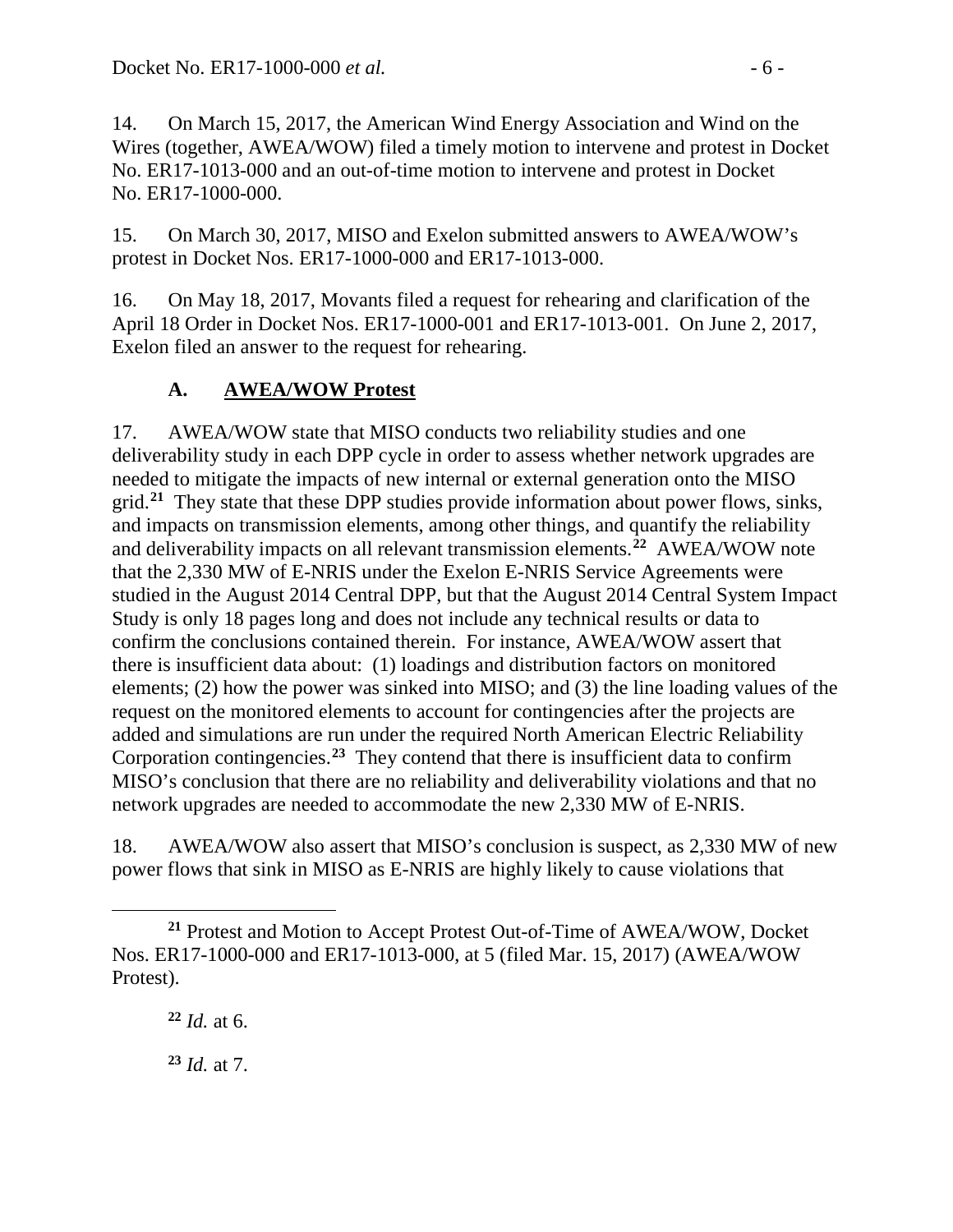14. On March 15, 2017, the American Wind Energy Association and Wind on the Wires (together, AWEA/WOW) filed a timely motion to intervene and protest in Docket No. ER17-1013-000 and an out-of-time motion to intervene and protest in Docket No. ER17-1000-000.

15. On March 30, 2017, MISO and Exelon submitted answers to AWEA/WOW's protest in Docket Nos. ER17-1000-000 and ER17-1013-000.

16. On May 18, 2017, Movants filed a request for rehearing and clarification of the April 18 Order in Docket Nos. ER17-1000-001 and ER17-1013-001. On June 2, 2017, Exelon filed an answer to the request for rehearing.

### A. <u>AWEA/WOW Protest</u>

17. AWEA/WOW state that MISO conducts two reliability studies and one deliverability study in each DPP cycle in order to assess whether network upgrades are needed to mitigate the impacts of new internal or external generation onto the MISO grid.[21] They state that these DPP studies provide information about power flows, sinks, and impacts on transmission elements, among other things, and quantify the reliability and deliverability impacts on all relevant transmission elements.[22] AWEA/WOW note that the 2,330 MW of E-NRIS under the Exelon E-NRIS Service Agreements were studied in the August 2014 Central DPP, but that the August 2014 Central System Impact Study is only 18 pages long and does not include any technical results or data to confirm the conclusions contained therein. For instance, AWEA/WOW assert that there is insufficient data about: (1) loadings and distribution factors on monitored elements; (2) how the power was sinked into MISO; and (3) the line loading values of the request on the monitored elements to account for contingencies after the projects are added and simulations are run under the required North American Electric Reliability Corporation contingencies.[23] They contend that there is insufficient data to confirm MISO's conclusion that there are no reliability and deliverability violations and that no network upgrades are needed to accommodate the new 2,330 MW of E-NRIS.

18. AWEA/WOW also assert that MISO's conclusion is suspect, as 2,330 MW of new power flows that sink in MISO as E-NRIS are highly likely to cause violations that

---

[21] Protest and Motion to Accept Protest Out-of-Time of AWEA/WOW, Docket Nos. ER17-1000-000 and ER17-1013-000, at 5 (filed Mar. 15, 2017) (AWEA/WOW Protest).

[22] *Id.* at 6.

[23] *Id.* at 7.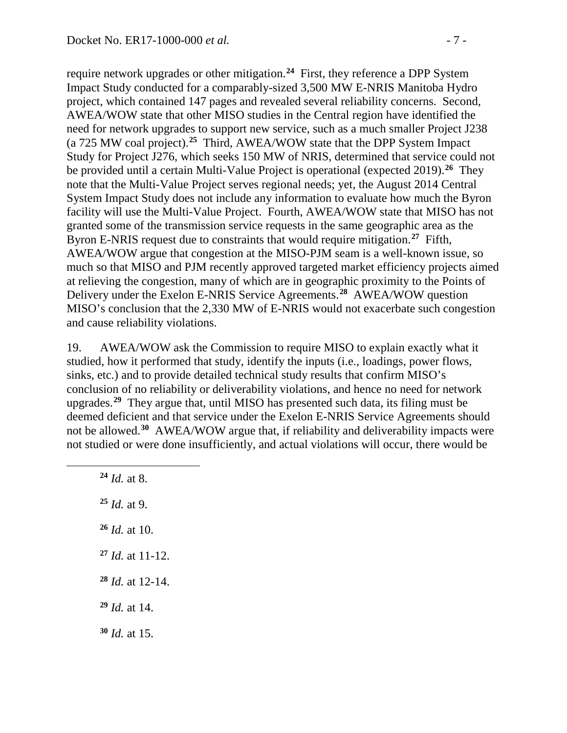require network upgrades or other mitigation.[24] First, they reference a DPP System Impact Study conducted for a comparably-sized 3,500 MW E-NRIS Manitoba Hydro project, which contained 147 pages and revealed several reliability concerns. Second, AWEA/WOW state that other MISO studies in the Central region have identified the need for network upgrades to support new service, such as a much smaller Project J238 (a 725 MW coal project).[25] Third, AWEA/WOW state that the DPP System Impact Study for Project J276, which seeks 150 MW of NRIS, determined that service could not be provided until a certain Multi-Value Project is operational (expected 2019).[26] They note that the Multi-Value Project serves regional needs; yet, the August 2014 Central System Impact Study does not include any information to evaluate how much the Byron facility will use the Multi-Value Project. Fourth, AWEA/WOW state that MISO has not granted some of the transmission service requests in the same geographic area as the Byron E-NRIS request due to constraints that would require mitigation.[27] Fifth, AWEA/WOW argue that congestion at the MISO-PJM seam is a well-known issue, so much so that MISO and PJM recently approved targeted market efficiency projects aimed at relieving the congestion, many of which are in geographic proximity to the Points of Delivery under the Exelon E-NRIS Service Agreements.[28] AWEA/WOW question MISO's conclusion that the 2,330 MW of E-NRIS would not exacerbate such congestion and cause reliability violations.

19. AWEA/WOW ask the Commission to require MISO to explain exactly what it studied, how it performed that study, identify the inputs (i.e., loadings, power flows, sinks, etc.) and to provide detailed technical study results that confirm MISO's conclusion of no reliability or deliverability violations, and hence no need for network upgrades.[29] They argue that, until MISO has presented such data, its filing must be deemed deficient and that service under the Exelon E-NRIS Service Agreements should not be allowed.[30] AWEA/WOW argue that, if reliability and deliverability impacts were not studied or were done insufficiently, and actual violations will occur, there would be

---

[24] *Id.* at 8.

[25] *Id.* at 9.

[26] *Id.* at 10.

[27] *Id.* at 11-12.

[28] *Id.* at 12-14.

[29] *Id.* at 14.

[30] *Id.* at 15.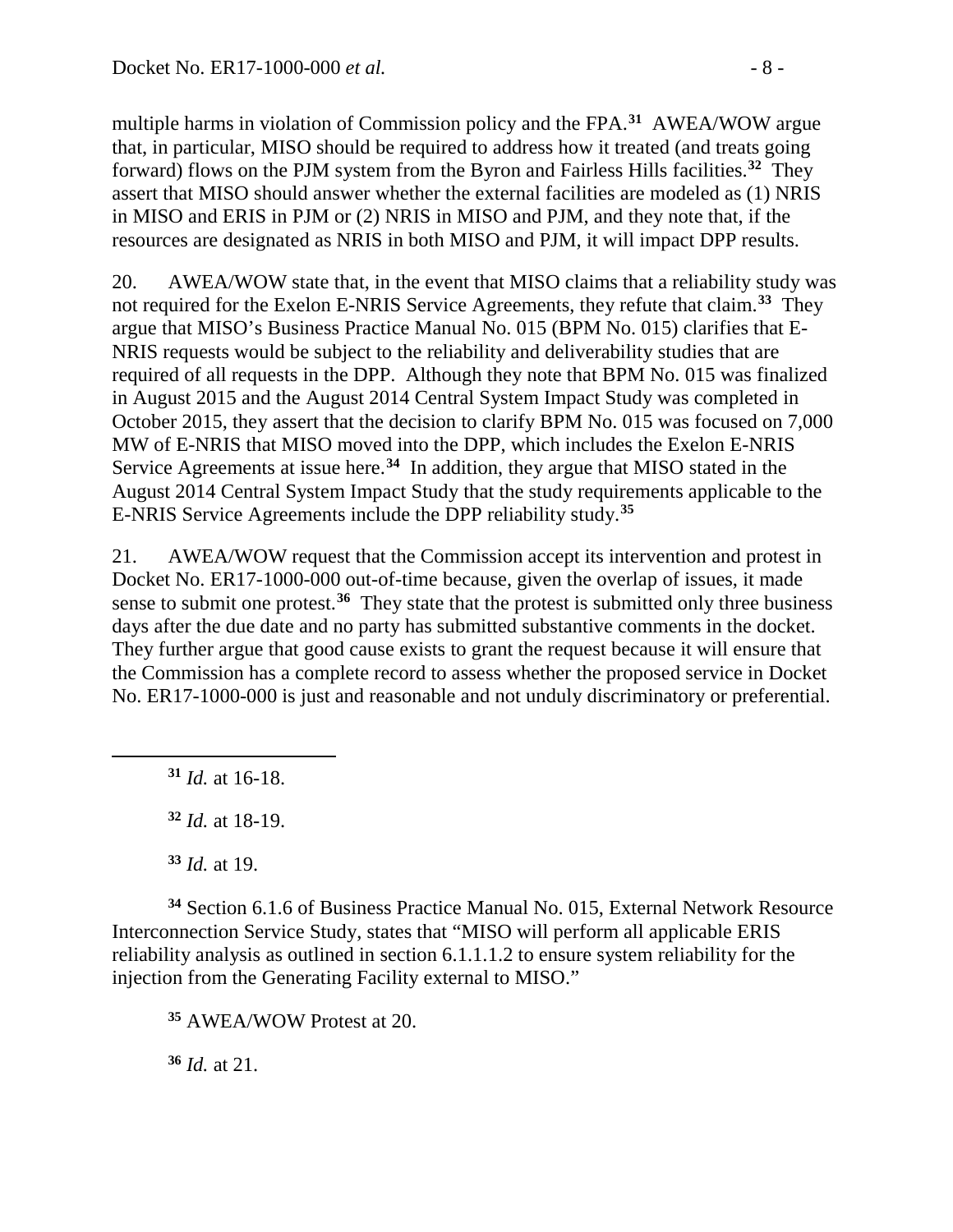multiple harms in violation of Commission policy and the FPA.[31] AWEA/WOW argue that, in particular, MISO should be required to address how it treated (and treats going forward) flows on the PJM system from the Byron and Fairless Hills facilities.[32] They assert that MISO should answer whether the external facilities are modeled as (1) NRIS in MISO and ERIS in PJM or (2) NRIS in MISO and PJM, and they note that, if the resources are designated as NRIS in both MISO and PJM, it will impact DPP results.

20. AWEA/WOW state that, in the event that MISO claims that a reliability study was not required for the Exelon E-NRIS Service Agreements, they refute that claim.[33] They argue that MISO's Business Practice Manual No. 015 (BPM No. 015) clarifies that E-NRIS requests would be subject to the reliability and deliverability studies that are required of all requests in the DPP. Although they note that BPM No. 015 was finalized in August 2015 and the August 2014 Central System Impact Study was completed in October 2015, they assert that the decision to clarify BPM No. 015 was focused on 7,000 MW of E-NRIS that MISO moved into the DPP, which includes the Exelon E-NRIS Service Agreements at issue here.[34] In addition, they argue that MISO stated in the August 2014 Central System Impact Study that the study requirements applicable to the E-NRIS Service Agreements include the DPP reliability study.[35]

21. AWEA/WOW request that the Commission accept its intervention and protest in Docket No. ER17-1000-000 out-of-time because, given the overlap of issues, it made sense to submit one protest.[36] They state that the protest is submitted only three business days after the due date and no party has submitted substantive comments in the docket. They further argue that good cause exists to grant the request because it will ensure that the Commission has a complete record to assess whether the proposed service in Docket No. ER17-1000-000 is just and reasonable and not unduly discriminatory or preferential.

---

[31] *Id.* at 16-18.

[32] *Id.* at 18-19.

[33] *Id.* at 19.

[34] Section 6.1.6 of Business Practice Manual No. 015, External Network Resource Interconnection Service Study, states that "MISO will perform all applicable ERIS reliability analysis as outlined in section 6.1.1.1.2 to ensure system reliability for the injection from the Generating Facility external to MISO."

[35] AWEA/WOW Protest at 20.

[36] *Id.* at 21.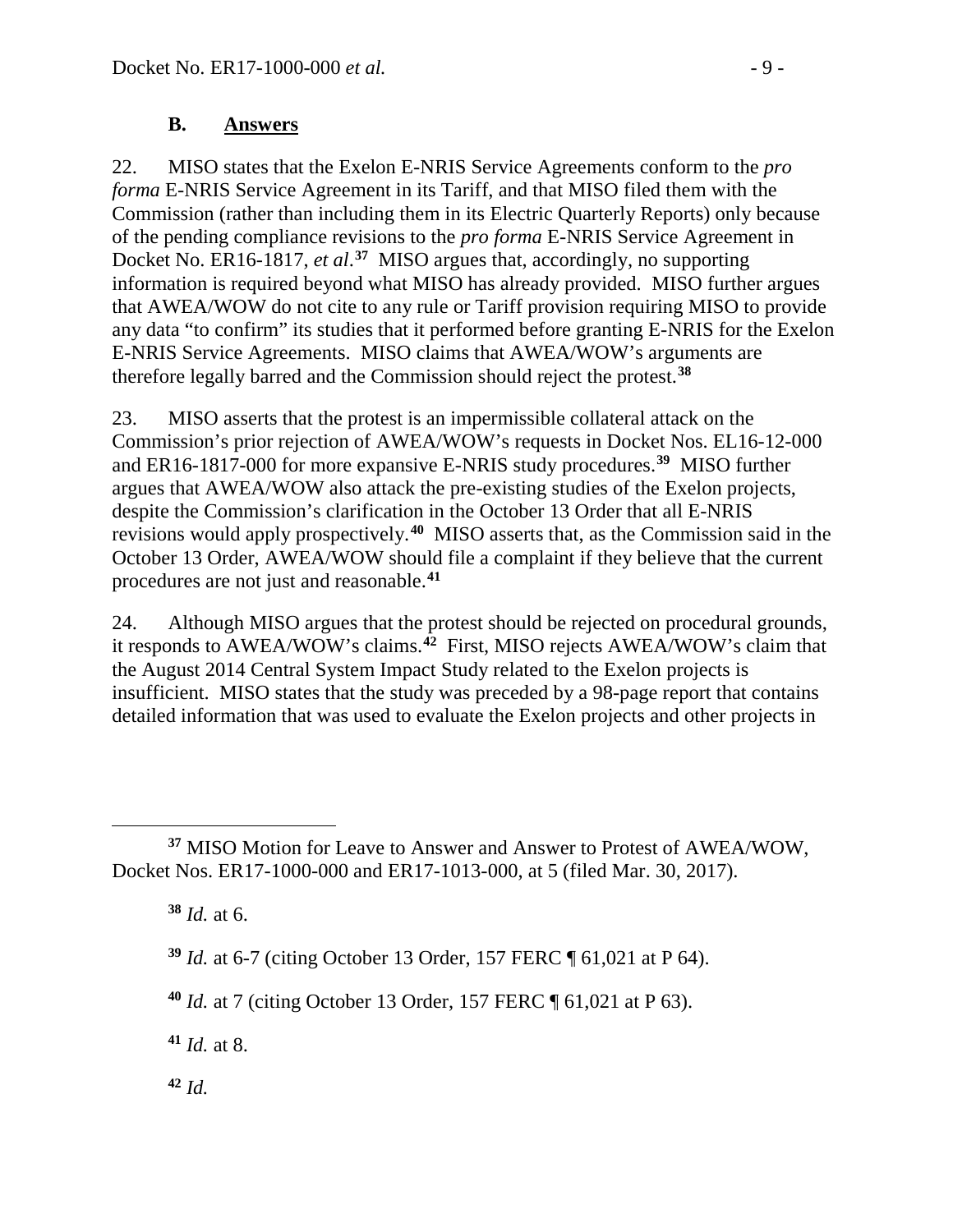### B. Answers

22. MISO states that the Exelon E-NRIS Service Agreements conform to the *pro forma* E-NRIS Service Agreement in its Tariff, and that MISO filed them with the Commission (rather than including them in its Electric Quarterly Reports) only because of the pending compliance revisions to the *pro forma* E-NRIS Service Agreement in Docket No. ER16-1817, *et al*.[37] MISO argues that, accordingly, no supporting information is required beyond what MISO has already provided. MISO further argues that AWEA/WOW do not cite to any rule or Tariff provision requiring MISO to provide any data "to confirm" its studies that it performed before granting E-NRIS for the Exelon E-NRIS Service Agreements. MISO claims that AWEA/WOW's arguments are therefore legally barred and the Commission should reject the protest.[38]

23. MISO asserts that the protest is an impermissible collateral attack on the Commission's prior rejection of AWEA/WOW's requests in Docket Nos. EL16-12-000 and ER16-1817-000 for more expansive E-NRIS study procedures.[39] MISO further argues that AWEA/WOW also attack the pre-existing studies of the Exelon projects, despite the Commission's clarification in the October 13 Order that all E-NRIS revisions would apply prospectively.[40] MISO asserts that, as the Commission said in the October 13 Order, AWEA/WOW should file a complaint if they believe that the current procedures are not just and reasonable.[41]

24. Although MISO argues that the protest should be rejected on procedural grounds, it responds to AWEA/WOW's claims.[42] First, MISO rejects AWEA/WOW's claim that the August 2014 Central System Impact Study related to the Exelon projects is insufficient. MISO states that the study was preceded by a 98-page report that contains detailed information that was used to evaluate the Exelon projects and other projects in

---

[37] MISO Motion for Leave to Answer and Answer to Protest of AWEA/WOW, Docket Nos. ER17-1000-000 and ER17-1013-000, at 5 (filed Mar. 30, 2017).

[38] *Id.* at 6.

[39] *Id.* at 6-7 (citing October 13 Order, 157 FERC ¶ 61,021 at P 64).

[40] *Id.* at 7 (citing October 13 Order, 157 FERC ¶ 61,021 at P 63).

[41] *Id.* at 8.

[42] *Id.*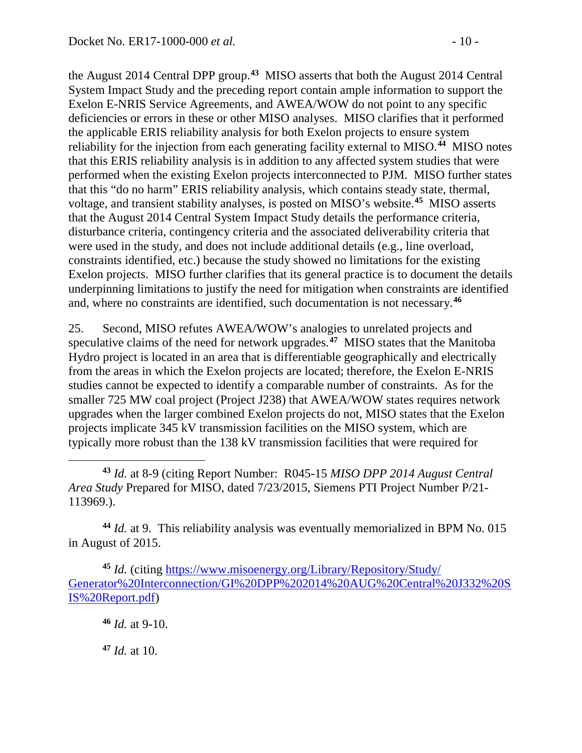the August 2014 Central DPP group.[43] MISO asserts that both the August 2014 Central System Impact Study and the preceding report contain ample information to support the Exelon E-NRIS Service Agreements, and AWEA/WOW do not point to any specific deficiencies or errors in these or other MISO analyses. MISO clarifies that it performed the applicable ERIS reliability analysis for both Exelon projects to ensure system reliability for the injection from each generating facility external to MISO.[44] MISO notes that this ERIS reliability analysis is in addition to any affected system studies that were performed when the existing Exelon projects interconnected to PJM. MISO further states that this "do no harm" ERIS reliability analysis, which contains steady state, thermal, voltage, and transient stability analyses, is posted on MISO's website.[45] MISO asserts that the August 2014 Central System Impact Study details the performance criteria, disturbance criteria, contingency criteria and the associated deliverability criteria that were used in the study, and does not include additional details (e.g., line overload, constraints identified, etc.) because the study showed no limitations for the existing Exelon projects. MISO further clarifies that its general practice is to document the details underpinning limitations to justify the need for mitigation when constraints are identified and, where no constraints are identified, such documentation is not necessary.[46]

25. Second, MISO refutes AWEA/WOW's analogies to unrelated projects and speculative claims of the need for network upgrades.[47] MISO states that the Manitoba Hydro project is located in an area that is differentiable geographically and electrically from the areas in which the Exelon projects are located; therefore, the Exelon E-NRIS studies cannot be expected to identify a comparable number of constraints. As for the smaller 725 MW coal project (Project J238) that AWEA/WOW states requires network upgrades when the larger combined Exelon projects do not, MISO states that the Exelon projects implicate 345 kV transmission facilities on the MISO system, which are typically more robust than the 138 kV transmission facilities that were required for

---

[43] *Id.* at 8-9 (citing Report Number: R045-15 *MISO DPP 2014 August Central Area Study* Prepared for MISO, dated 7/23/2015, Siemens PTI Project Number P/21-113969.).

[44] *Id.* at 9. This reliability analysis was eventually memorialized in BPM No. 015 in August of 2015.

[45] *Id.* (citing https://www.misoenergy.org/Library/Repository/Study/Generator%20Interconnection/GI%20DPP%202014%20AUG%20Central%20J332%20SIS%20Report.pdf)

[46] *Id.* at 9-10.

[47] *Id.* at 10.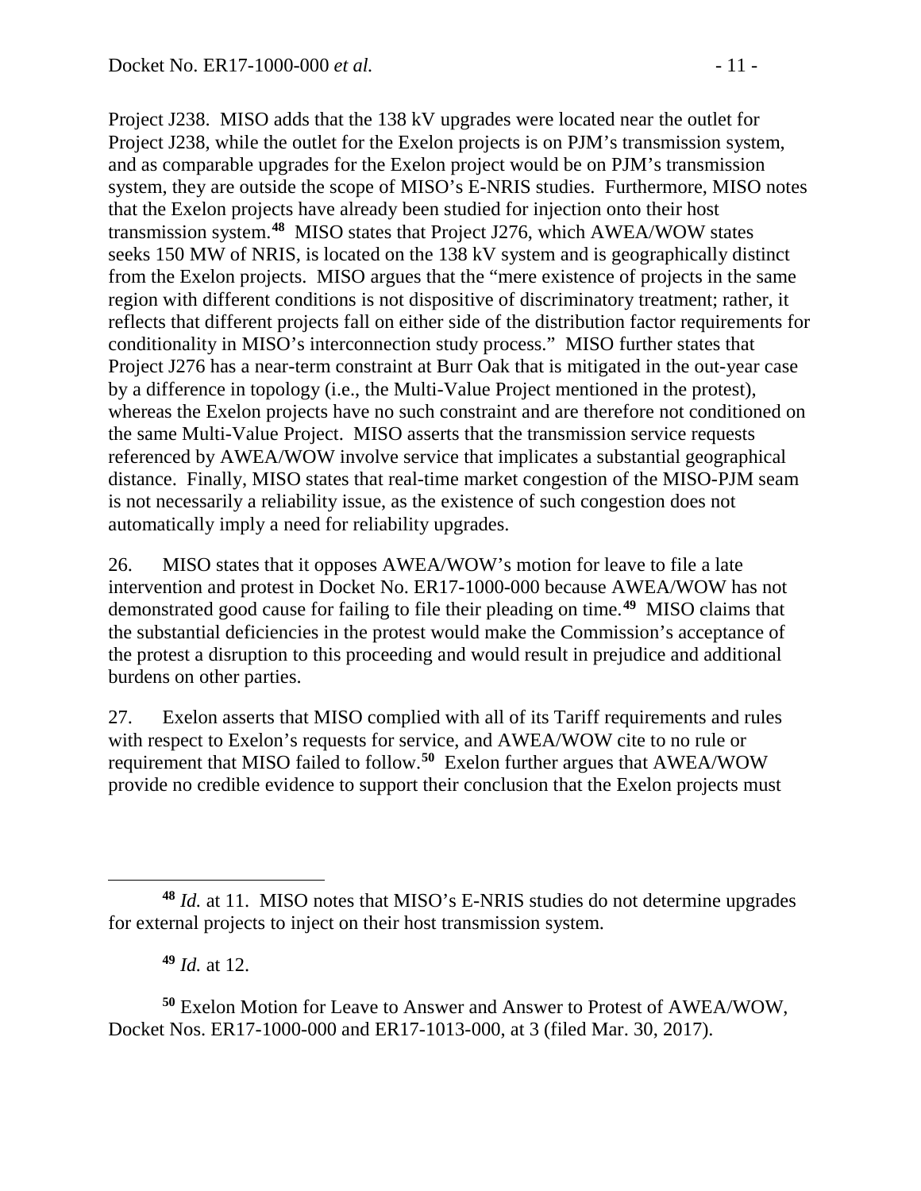Project J238. MISO adds that the 138 kV upgrades were located near the outlet for Project J238, while the outlet for the Exelon projects is on PJM's transmission system, and as comparable upgrades for the Exelon project would be on PJM's transmission system, they are outside the scope of MISO's E-NRIS studies. Furthermore, MISO notes that the Exelon projects have already been studied for injection onto their host transmission system.[48] MISO states that Project J276, which AWEA/WOW states seeks 150 MW of NRIS, is located on the 138 kV system and is geographically distinct from the Exelon projects. MISO argues that the "mere existence of projects in the same region with different conditions is not dispositive of discriminatory treatment; rather, it reflects that different projects fall on either side of the distribution factor requirements for conditionality in MISO's interconnection study process." MISO further states that Project J276 has a near-term constraint at Burr Oak that is mitigated in the out-year case by a difference in topology (i.e., the Multi-Value Project mentioned in the protest), whereas the Exelon projects have no such constraint and are therefore not conditioned on the same Multi-Value Project. MISO asserts that the transmission service requests referenced by AWEA/WOW involve service that implicates a substantial geographical distance. Finally, MISO states that real-time market congestion of the MISO-PJM seam is not necessarily a reliability issue, as the existence of such congestion does not automatically imply a need for reliability upgrades.

26. MISO states that it opposes AWEA/WOW's motion for leave to file a late intervention and protest in Docket No. ER17-1000-000 because AWEA/WOW has not demonstrated good cause for failing to file their pleading on time.[49] MISO claims that the substantial deficiencies in the protest would make the Commission's acceptance of the protest a disruption to this proceeding and would result in prejudice and additional burdens on other parties.

27. Exelon asserts that MISO complied with all of its Tariff requirements and rules with respect to Exelon's requests for service, and AWEA/WOW cite to no rule or requirement that MISO failed to follow.[50] Exelon further argues that AWEA/WOW provide no credible evidence to support their conclusion that the Exelon projects must

---

[48] *Id.* at 11. MISO notes that MISO's E-NRIS studies do not determine upgrades for external projects to inject on their host transmission system.

[49] *Id.* at 12.

[50] Exelon Motion for Leave to Answer and Answer to Protest of AWEA/WOW, Docket Nos. ER17-1000-000 and ER17-1013-000, at 3 (filed Mar. 30, 2017).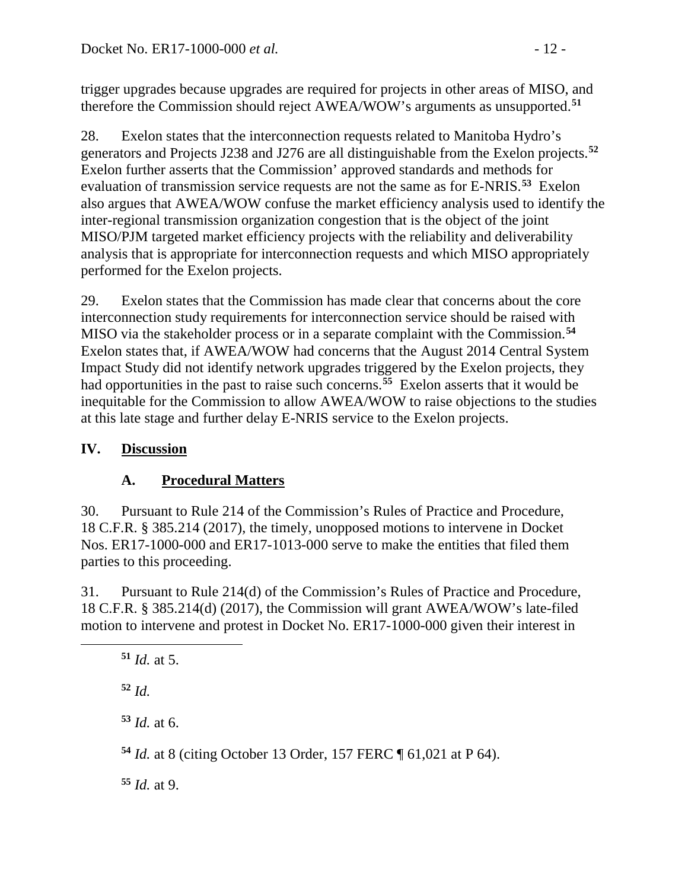trigger upgrades because upgrades are required for projects in other areas of MISO, and therefore the Commission should reject AWEA/WOW's arguments as unsupported.[51]

28. Exelon states that the interconnection requests related to Manitoba Hydro's generators and Projects J238 and J276 are all distinguishable from the Exelon projects.[52] Exelon further asserts that the Commission' approved standards and methods for evaluation of transmission service requests are not the same as for E-NRIS.[53] Exelon also argues that AWEA/WOW confuse the market efficiency analysis used to identify the inter-regional transmission organization congestion that is the object of the joint MISO/PJM targeted market efficiency projects with the reliability and deliverability analysis that is appropriate for interconnection requests and which MISO appropriately performed for the Exelon projects.

29. Exelon states that the Commission has made clear that concerns about the core interconnection study requirements for interconnection service should be raised with MISO via the stakeholder process or in a separate complaint with the Commission.[54] Exelon states that, if AWEA/WOW had concerns that the August 2014 Central System Impact Study did not identify network upgrades triggered by the Exelon projects, they had opportunities in the past to raise such concerns.[55] Exelon asserts that it would be inequitable for the Commission to allow AWEA/WOW to raise objections to the studies at this late stage and further delay E-NRIS service to the Exelon projects.

## IV. Discussion

### A. Procedural Matters

30. Pursuant to Rule 214 of the Commission's Rules of Practice and Procedure, 18 C.F.R. § 385.214 (2017), the timely, unopposed motions to intervene in Docket Nos. ER17-1000-000 and ER17-1013-000 serve to make the entities that filed them parties to this proceeding.

31. Pursuant to Rule 214(d) of the Commission's Rules of Practice and Procedure, 18 C.F.R. § 385.214(d) (2017), the Commission will grant AWEA/WOW's late-filed motion to intervene and protest in Docket No. ER17-1000-000 given their interest in

---

[51] *Id.* at 5.

[52] *Id.*

[53] *Id.* at 6.

[54] *Id.* at 8 (citing October 13 Order, 157 FERC ¶ 61,021 at P 64).

[55] *Id.* at 9.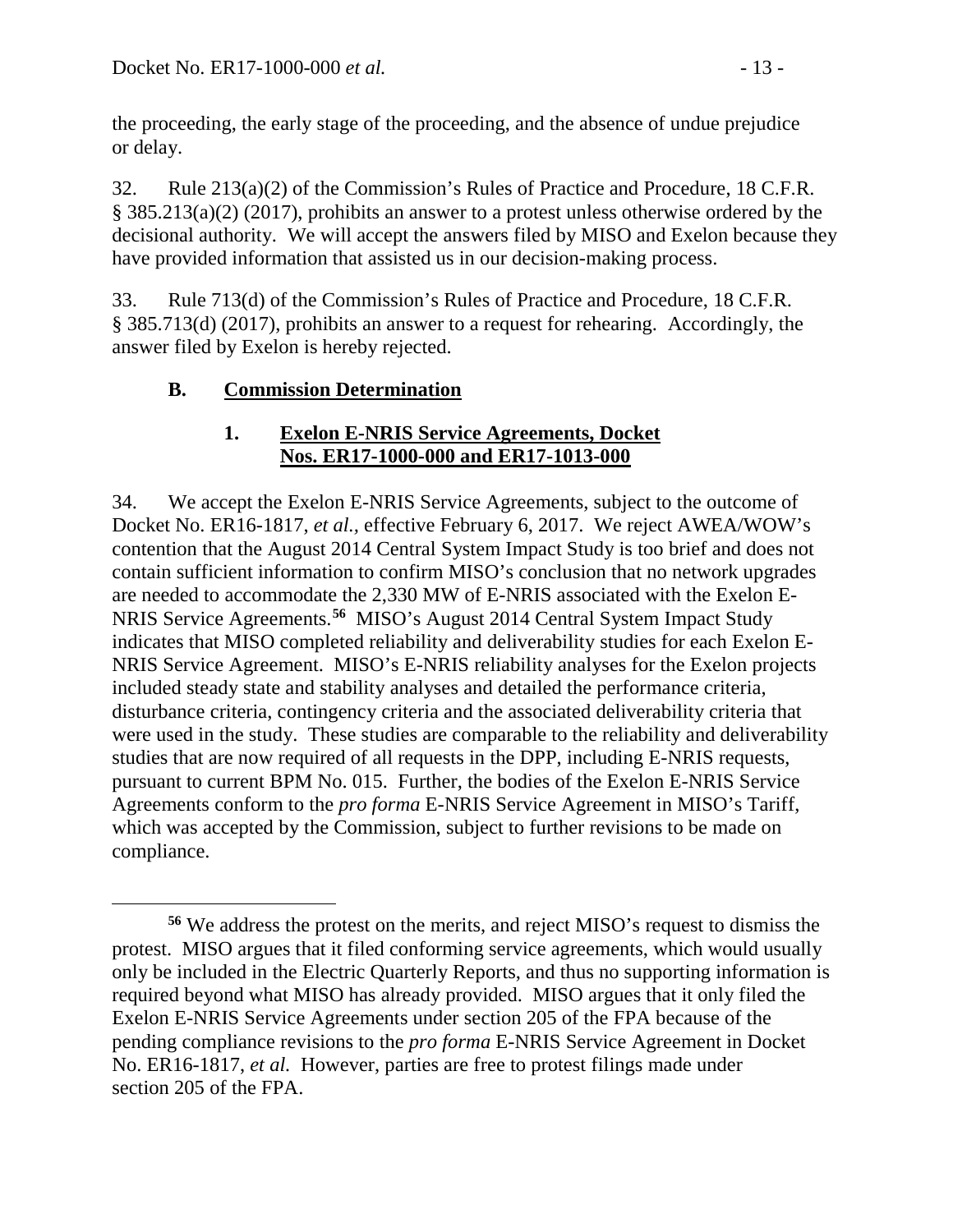the proceeding, the early stage of the proceeding, and the absence of undue prejudice or delay.

32. Rule 213(a)(2) of the Commission's Rules of Practice and Procedure, 18 C.F.R. § 385.213(a)(2) (2017), prohibits an answer to a protest unless otherwise ordered by the decisional authority. We will accept the answers filed by MISO and Exelon because they have provided information that assisted us in our decision-making process.

33. Rule 713(d) of the Commission's Rules of Practice and Procedure, 18 C.F.R. § 385.713(d) (2017), prohibits an answer to a request for rehearing. Accordingly, the answer filed by Exelon is hereby rejected.

## B. Commission Determination

### 1. Exelon E-NRIS Service Agreements, Docket Nos. ER17-1000-000 and ER17-1013-000

34. We accept the Exelon E-NRIS Service Agreements, subject to the outcome of Docket No. ER16-1817, *et al.*, effective February 6, 2017. We reject AWEA/WOW's contention that the August 2014 Central System Impact Study is too brief and does not contain sufficient information to confirm MISO's conclusion that no network upgrades are needed to accommodate the 2,330 MW of E-NRIS associated with the Exelon E-NRIS Service Agreements.[56] MISO's August 2014 Central System Impact Study indicates that MISO completed reliability and deliverability studies for each Exelon E-NRIS Service Agreement. MISO's E-NRIS reliability analyses for the Exelon projects included steady state and stability analyses and detailed the performance criteria, disturbance criteria, contingency criteria and the associated deliverability criteria that were used in the study. These studies are comparable to the reliability and deliverability studies that are now required of all requests in the DPP, including E-NRIS requests, pursuant to current BPM No. 015. Further, the bodies of the Exelon E-NRIS Service Agreements conform to the *pro forma* E-NRIS Service Agreement in MISO's Tariff, which was accepted by the Commission, subject to further revisions to be made on compliance.

[56] We address the protest on the merits, and reject MISO's request to dismiss the protest. MISO argues that it filed conforming service agreements, which would usually only be included in the Electric Quarterly Reports, and thus no supporting information is required beyond what MISO has already provided. MISO argues that it only filed the Exelon E-NRIS Service Agreements under section 205 of the FPA because of the pending compliance revisions to the *pro forma* E-NRIS Service Agreement in Docket No. ER16-1817, *et al.* However, parties are free to protest filings made under section 205 of the FPA.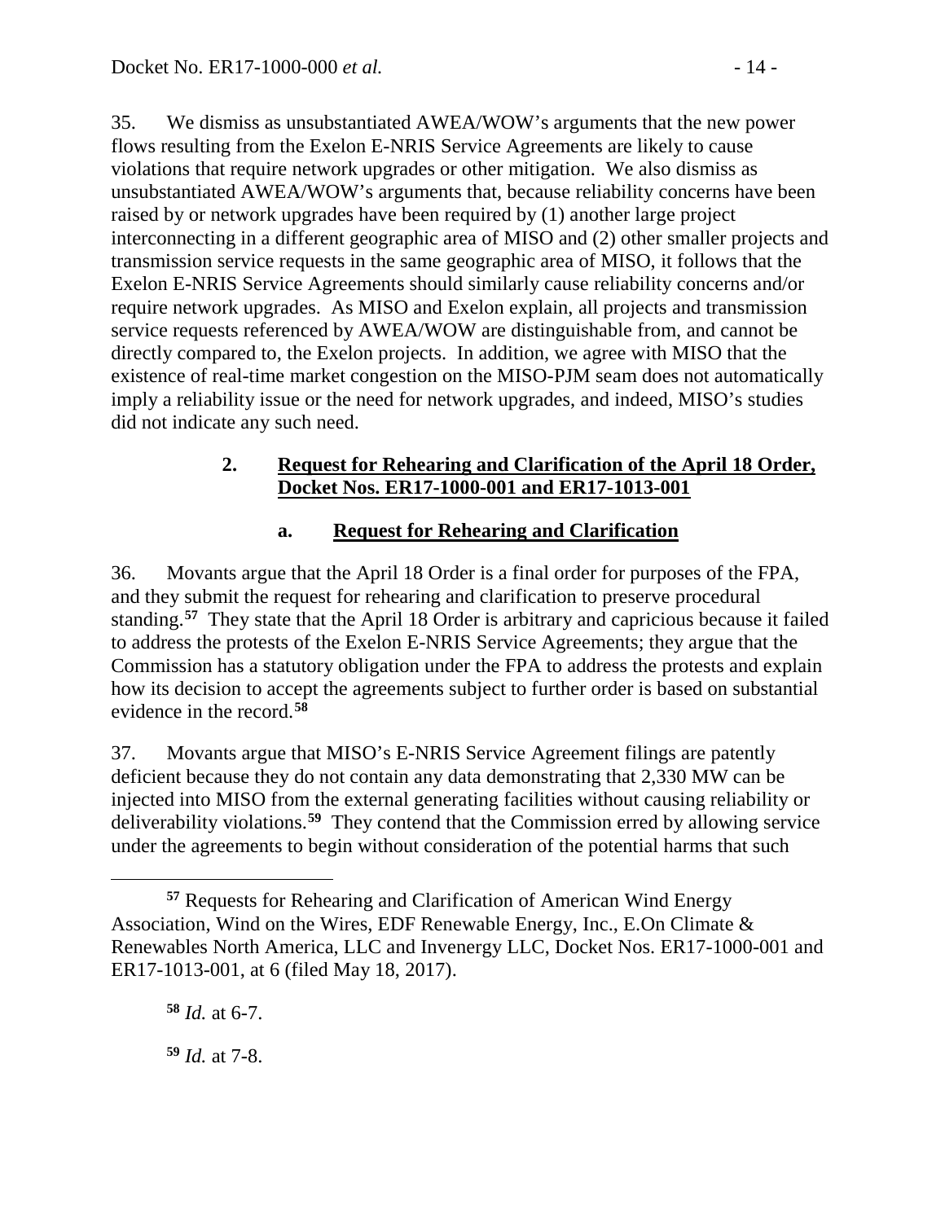35. We dismiss as unsubstantiated AWEA/WOW's arguments that the new power flows resulting from the Exelon E-NRIS Service Agreements are likely to cause violations that require network upgrades or other mitigation. We also dismiss as unsubstantiated AWEA/WOW's arguments that, because reliability concerns have been raised by or network upgrades have been required by (1) another large project interconnecting in a different geographic area of MISO and (2) other smaller projects and transmission service requests in the same geographic area of MISO, it follows that the Exelon E-NRIS Service Agreements should similarly cause reliability concerns and/or require network upgrades. As MISO and Exelon explain, all projects and transmission service requests referenced by AWEA/WOW are distinguishable from, and cannot be directly compared to, the Exelon projects. In addition, we agree with MISO that the existence of real-time market congestion on the MISO-PJM seam does not automatically imply a reliability issue or the need for network upgrades, and indeed, MISO's studies did not indicate any such need.

### 2. Request for Rehearing and Clarification of the April 18 Order, Docket Nos. ER17-1000-001 and ER17-1013-001

#### a. Request for Rehearing and Clarification

36. Movants argue that the April 18 Order is a final order for purposes of the FPA, and they submit the request for rehearing and clarification to preserve procedural standing.[57] They state that the April 18 Order is arbitrary and capricious because it failed to address the protests of the Exelon E-NRIS Service Agreements; they argue that the Commission has a statutory obligation under the FPA to address the protests and explain how its decision to accept the agreements subject to further order is based on substantial evidence in the record.[58]

37. Movants argue that MISO's E-NRIS Service Agreement filings are patently deficient because they do not contain any data demonstrating that 2,330 MW can be injected into MISO from the external generating facilities without causing reliability or deliverability violations.[59] They contend that the Commission erred by allowing service under the agreements to begin without consideration of the potential harms that such

---

[57] Requests for Rehearing and Clarification of American Wind Energy Association, Wind on the Wires, EDF Renewable Energy, Inc., E.On Climate & Renewables North America, LLC and Invenergy LLC, Docket Nos. ER17-1000-001 and ER17-1013-001, at 6 (filed May 18, 2017).

[58] *Id.* at 6-7.

[59] *Id.* at 7-8.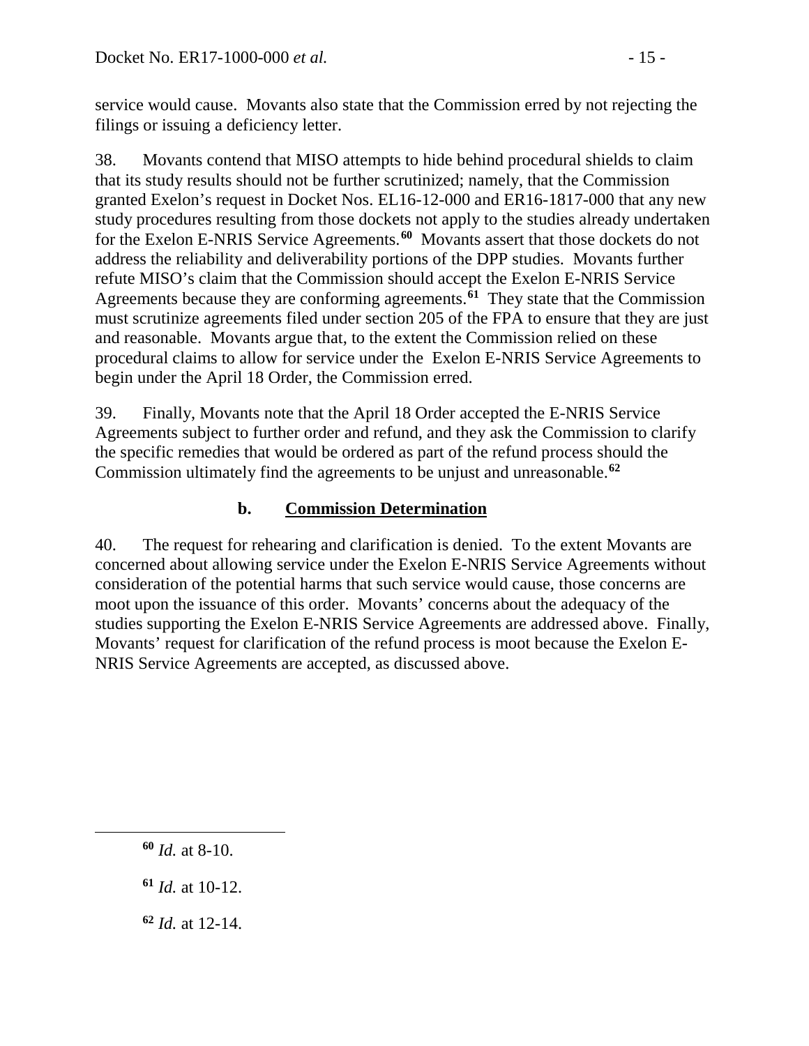service would cause. Movants also state that the Commission erred by not rejecting the filings or issuing a deficiency letter.

38. Movants contend that MISO attempts to hide behind procedural shields to claim that its study results should not be further scrutinized; namely, that the Commission granted Exelon's request in Docket Nos. EL16-12-000 and ER16-1817-000 that any new study procedures resulting from those dockets not apply to the studies already undertaken for the Exelon E-NRIS Service Agreements.[60] Movants assert that those dockets do not address the reliability and deliverability portions of the DPP studies. Movants further refute MISO's claim that the Commission should accept the Exelon E-NRIS Service Agreements because they are conforming agreements.[61] They state that the Commission must scrutinize agreements filed under section 205 of the FPA to ensure that they are just and reasonable. Movants argue that, to the extent the Commission relied on these procedural claims to allow for service under the Exelon E-NRIS Service Agreements to begin under the April 18 Order, the Commission erred.

39. Finally, Movants note that the April 18 Order accepted the E-NRIS Service Agreements subject to further order and refund, and they ask the Commission to clarify the specific remedies that would be ordered as part of the refund process should the Commission ultimately find the agreements to be unjust and unreasonable.[62]

### b. Commission Determination

40. The request for rehearing and clarification is denied. To the extent Movants are concerned about allowing service under the Exelon E-NRIS Service Agreements without consideration of the potential harms that such service would cause, those concerns are moot upon the issuance of this order. Movants' concerns about the adequacy of the studies supporting the Exelon E-NRIS Service Agreements are addressed above. Finally, Movants' request for clarification of the refund process is moot because the Exelon E-NRIS Service Agreements are accepted, as discussed above.

---

[60] *Id.* at 8-10.

[61] *Id.* at 10-12.

[62] *Id.* at 12-14.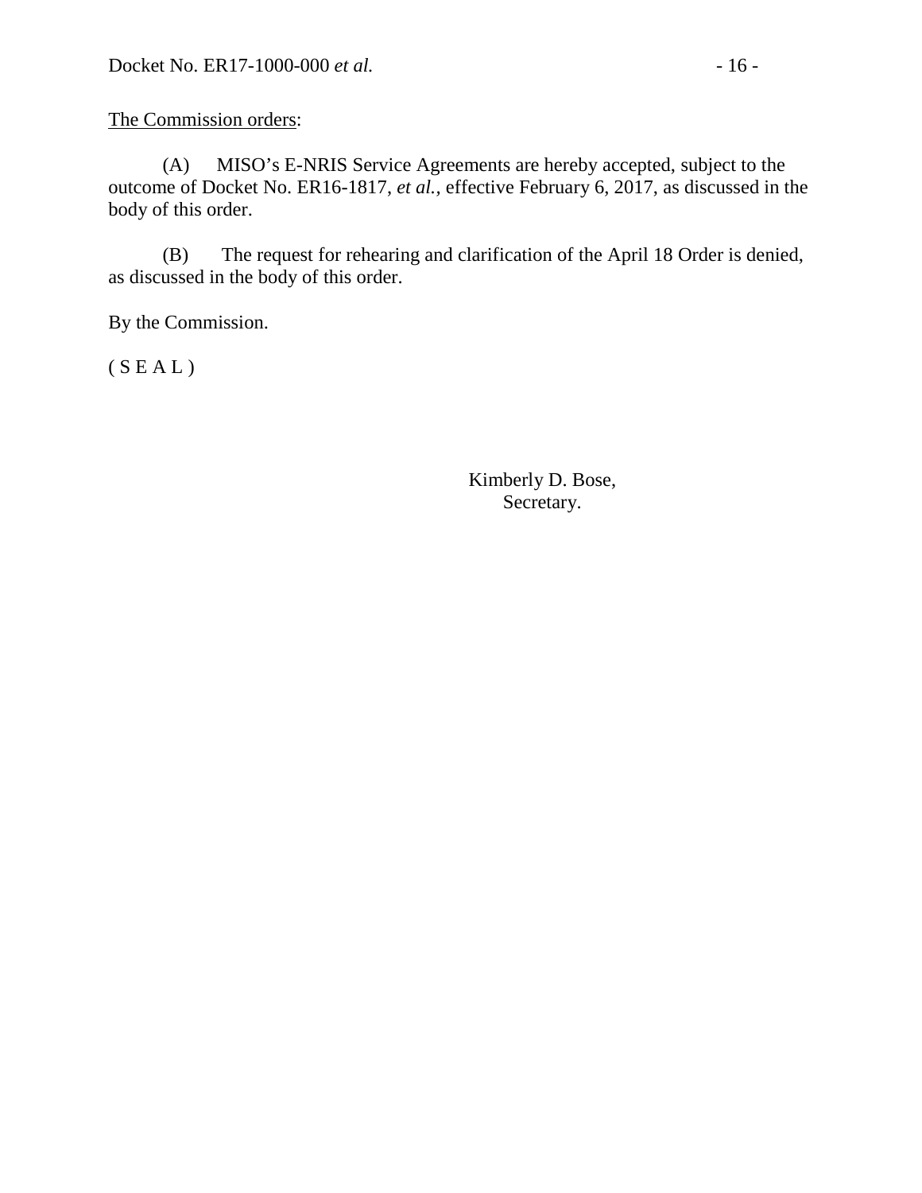<u>The Commission orders</u>:

(A) MISO's E-NRIS Service Agreements are hereby accepted, subject to the outcome of Docket No. ER16-1817, *et al.*, effective February 6, 2017, as discussed in the body of this order.

(B) The request for rehearing and clarification of the April 18 Order is denied, as discussed in the body of this order.

By the Commission.

( S E A L )

Kimberly D. Bose,
Secretary.